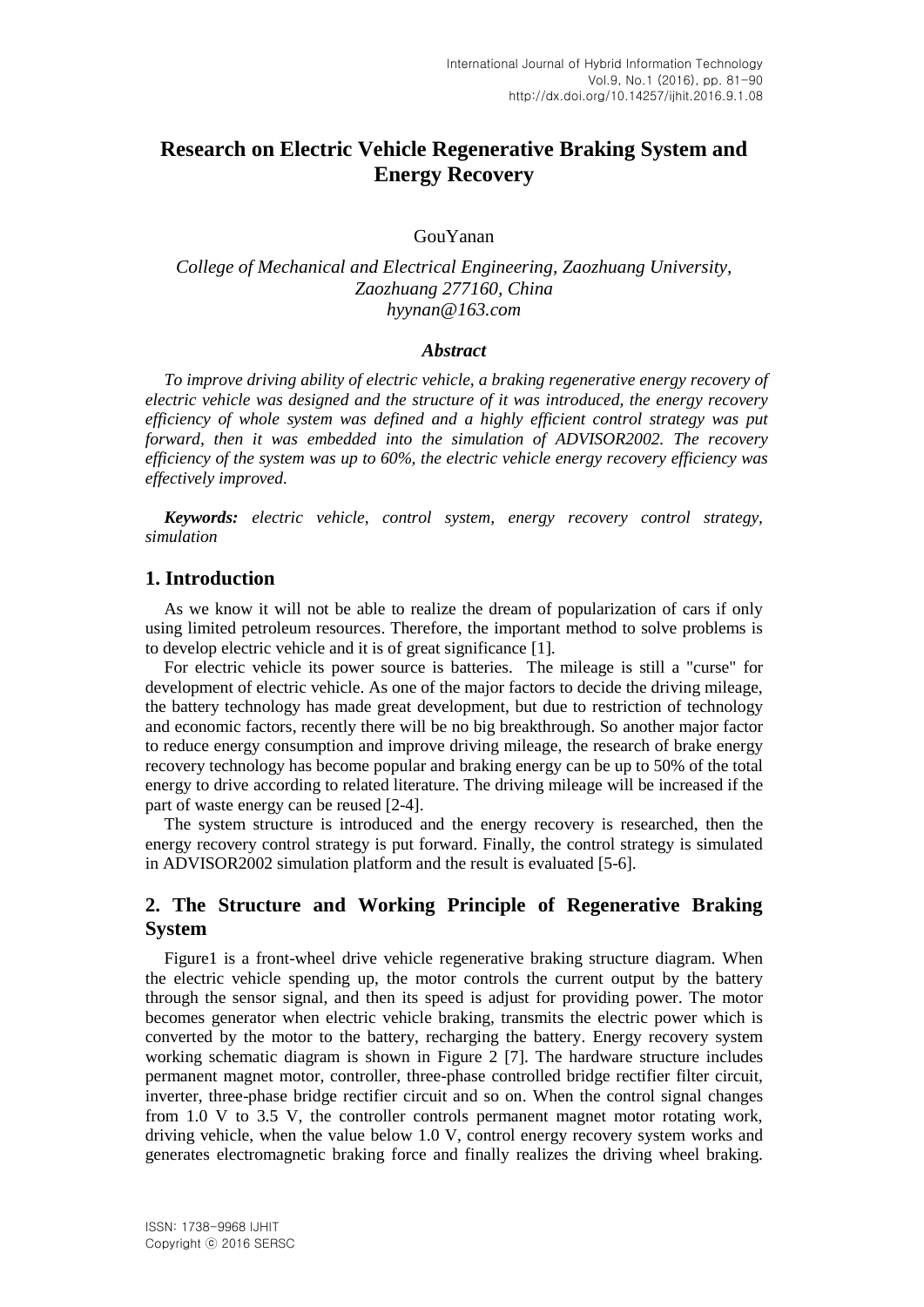# Research on Electric Vehicle Regenerative Braking System and Energy Recovery

GouYanan

*College of Mechanical and Electrical Engineering, Zaozhuang University, Zaozhuang 277160, China*
*hyynan@163.com*

### *Abstract*

*To improve driving ability of electric vehicle, a braking regenerative energy recovery of electric vehicle was designed and the structure of it was introduced, the energy recovery efficiency of whole system was defined and a highly efficient control strategy was put forward, then it was embedded into the simulation of ADVISOR2002. The recovery efficiency of the system was up to 60%, the electric vehicle energy recovery efficiency was effectively improved.*

***Keywords:*** *electric vehicle, control system, energy recovery control strategy, simulation*

## 1. Introduction

As we know it will not be able to realize the dream of popularization of cars if only using limited petroleum resources. Therefore, the important method to solve problems is to develop electric vehicle and it is of great significance [1].

For electric vehicle its power source is batteries. The mileage is still a "curse" for development of electric vehicle. As one of the major factors to decide the driving mileage, the battery technology has made great development, but due to restriction of technology and economic factors, recently there will be no big breakthrough. So another major factor to reduce energy consumption and improve driving mileage, the research of brake energy recovery technology has become popular and braking energy can be up to 50% of the total energy to drive according to related literature. The driving mileage will be increased if the part of waste energy can be reused [2-4].

The system structure is introduced and the energy recovery is researched, then the energy recovery control strategy is put forward. Finally, the control strategy is simulated in ADVISOR2002 simulation platform and the result is evaluated [5-6].

## 2. The Structure and Working Principle of Regenerative Braking System

Figure1 is a front-wheel drive vehicle regenerative braking structure diagram. When the electric vehicle spending up, the motor controls the current output by the battery through the sensor signal, and then its speed is adjust for providing power. The motor becomes generator when electric vehicle braking, transmits the electric power which is converted by the motor to the battery, recharging the battery. Energy recovery system working schematic diagram is shown in Figure 2 [7]. The hardware structure includes permanent magnet motor, controller, three-phase controlled bridge rectifier filter circuit, inverter, three-phase bridge rectifier circuit and so on. When the control signal changes from 1.0 V to 3.5 V, the controller controls permanent magnet motor rotating work, driving vehicle, when the value below 1.0 V, control energy recovery system works and generates electromagnetic braking force and finally realizes the driving wheel braking.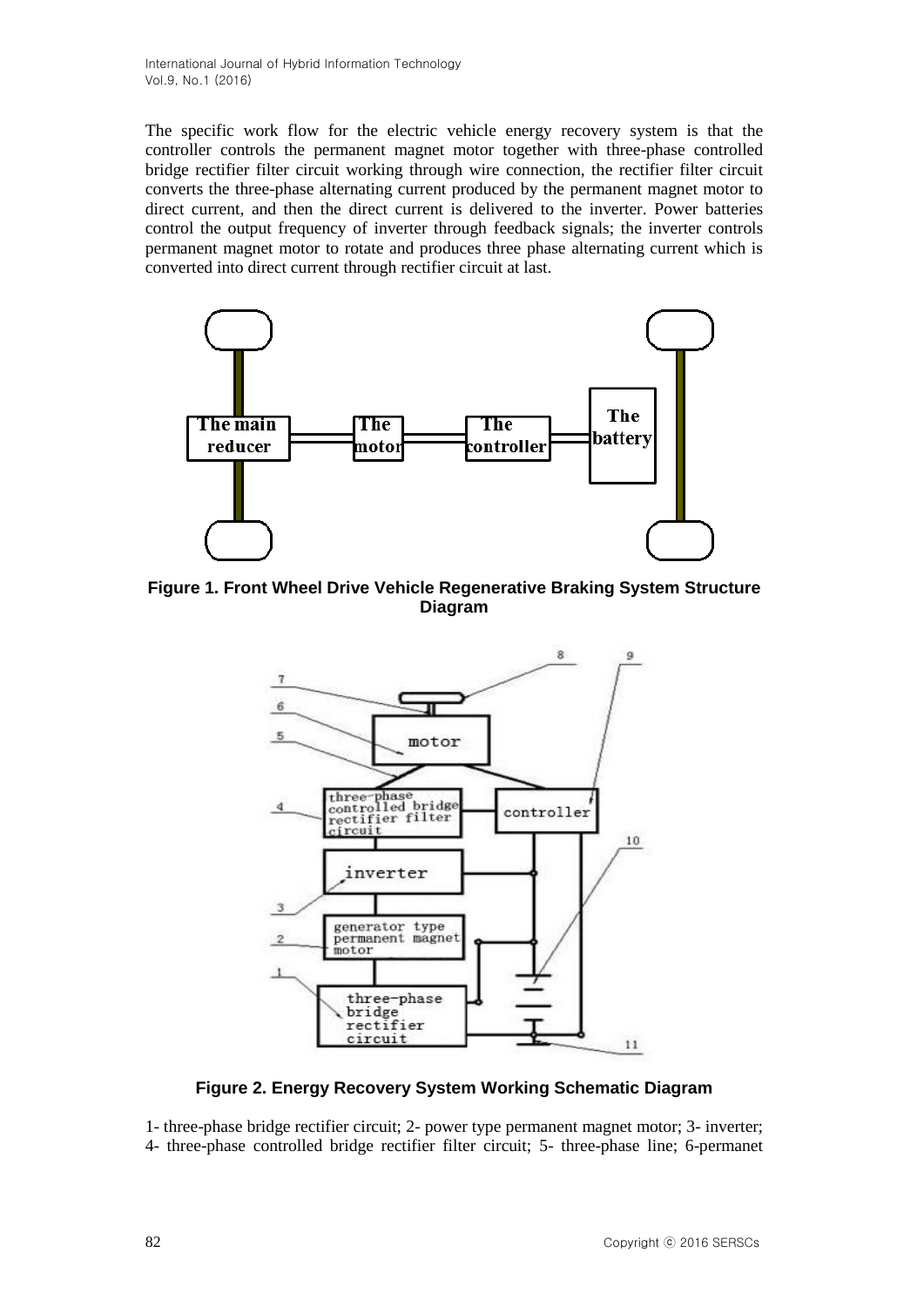The specific work flow for the electric vehicle energy recovery system is that the controller controls the permanent magnet motor together with three-phase controlled bridge rectifier filter circuit working through wire connection, the rectifier filter circuit converts the three-phase alternating current produced by the permanent magnet motor to direct current, and then the direct current is delivered to the inverter. Power batteries control the output frequency of inverter through feedback signals; the inverter controls permanent magnet motor to rotate and produces three phase alternating current which is converted into direct current through rectifier circuit at last.

**Figure 1. Front Wheel Drive Vehicle Regenerative Braking System Structure Diagram**

**Figure 2. Energy Recovery System Working Schematic Diagram**

1- three-phase bridge rectifier circuit; 2- power type permanent magnet motor; 3- inverter; 4- three-phase controlled bridge rectifier filter circuit; 5- three-phase line; 6-permanet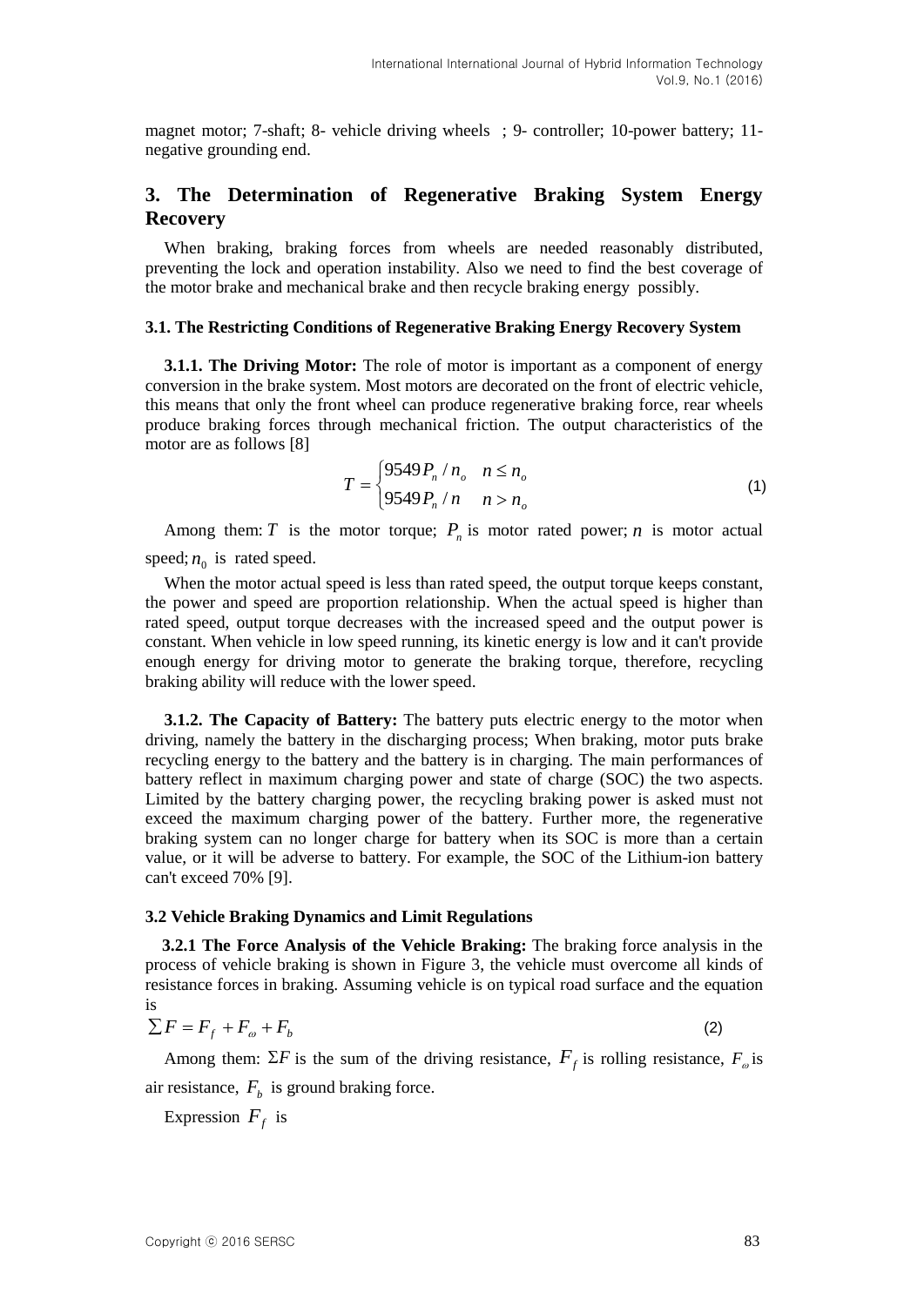magnet motor; 7-shaft; 8- vehicle driving wheels ; 9- controller; 10-power battery; 11-negative grounding end.

## 3. The Determination of Regenerative Braking System Energy Recovery

When braking, braking forces from wheels are needed reasonably distributed, preventing the lock and operation instability. Also we need to find the best coverage of the motor brake and mechanical brake and then recycle braking energy possibly.

### 3.1. The Restricting Conditions of Regenerative Braking Energy Recovery System

**3.1.1. The Driving Motor:** The role of motor is important as a component of energy conversion in the brake system. Most motors are decorated on the front of electric vehicle, this means that only the front wheel can produce regenerative braking force, rear wheels produce braking forces through mechanical friction. The output characteristics of the motor are as follows [8]

$$T = \begin{cases} 9549 P_n / n_o & n \le n_o \\ 9549 P_n / n & n > n_o \end{cases} \tag{1}$$

Among them: $T$ is the motor torque; $P_n$ is motor rated power; $n$ is motor actual speed; $n_0$ is rated speed.

When the motor actual speed is less than rated speed, the output torque keeps constant, the power and speed are proportion relationship. When the actual speed is higher than rated speed, output torque decreases with the increased speed and the output power is constant. When vehicle in low speed running, its kinetic energy is low and it can't provide enough energy for driving motor to generate the braking torque, therefore, recycling braking ability will reduce with the lower speed.

**3.1.2. The Capacity of Battery:** The battery puts electric energy to the motor when driving, namely the battery in the discharging process; When braking, motor puts brake recycling energy to the battery and the battery is in charging. The main performances of battery reflect in maximum charging power and state of charge (SOC) the two aspects. Limited by the battery charging power, the recycling braking power is asked must not exceed the maximum charging power of the battery. Further more, the regenerative braking system can no longer charge for battery when its SOC is more than a certain value, or it will be adverse to battery. For example, the SOC of the Lithium-ion battery can't exceed 70% [9].

### 3.2 Vehicle Braking Dynamics and Limit Regulations

**3.2.1 The Force Analysis of the Vehicle Braking:** The braking force analysis in the process of vehicle braking is shown in Figure 3, the vehicle must overcome all kinds of resistance forces in braking. Assuming vehicle is on typical road surface and the equation is

$$\sum F = F_f + F_\omega + F_b \tag{2}$$

Among them: $\Sigma F$ is the sum of the driving resistance, $F_f$ is rolling resistance, $F_\omega$ is air resistance, $F_b$ is ground braking force.

Expression $F_f$ is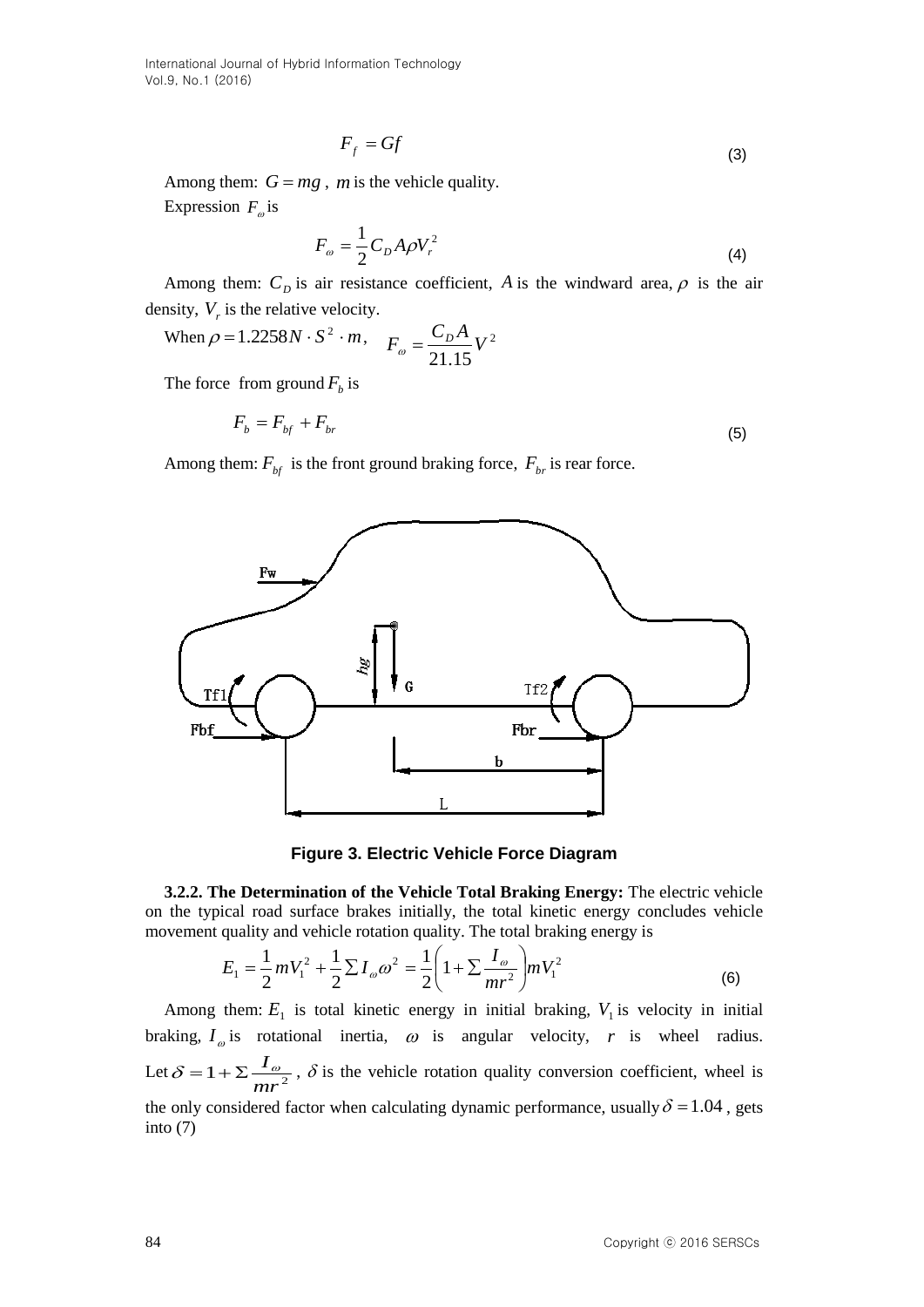$$F_f = Gf \tag{3}$$

Among them: $G = mg$ , $m$ is the vehicle quality.

Expression $F_\omega$ is

$$F_\omega = \frac{1}{2} C_D A \rho V_r^2 \tag{4}$$

Among them: $C_D$ is air resistance coefficient, $A$ is the windward area, $\rho$ is the air density, $V_r$ is the relative velocity.

When $\rho = 1.2258 N \cdot S^2 \cdot m$, $F_\omega = \frac{C_D A}{21.15} V^2$

The force from ground $F_b$ is

$$F_b = F_{bf} + F_{br} \tag{5}$$

Among them: $F_{bf}$ is the front ground braking force, $F_{br}$ is rear force.

**Figure 3. Electric Vehicle Force Diagram**

**3.2.2. The Determination of the Vehicle Total Braking Energy:** The electric vehicle on the typical road surface brakes initially, the total kinetic energy concludes vehicle movement quality and vehicle rotation quality. The total braking energy is

$$E_1 = \frac{1}{2} m V_1^2 + \frac{1}{2} \sum I_\omega \omega^2 = \frac{1}{2}\left(1 + \sum \frac{I_\omega}{mr^2}\right) m V_1^2 \tag{6}$$

Among them: $E_1$ is total kinetic energy in initial braking, $V_1$ is velocity in initial braking, $I_\omega$ is rotational inertia, $\omega$ is angular velocity, $r$ is wheel radius. Let $\delta = 1 + \sum \frac{I_\omega}{mr^2}$ , $\delta$ is the vehicle rotation quality conversion coefficient, wheel is the only considered factor when calculating dynamic performance, usually $\delta = 1.04$ , gets into (7)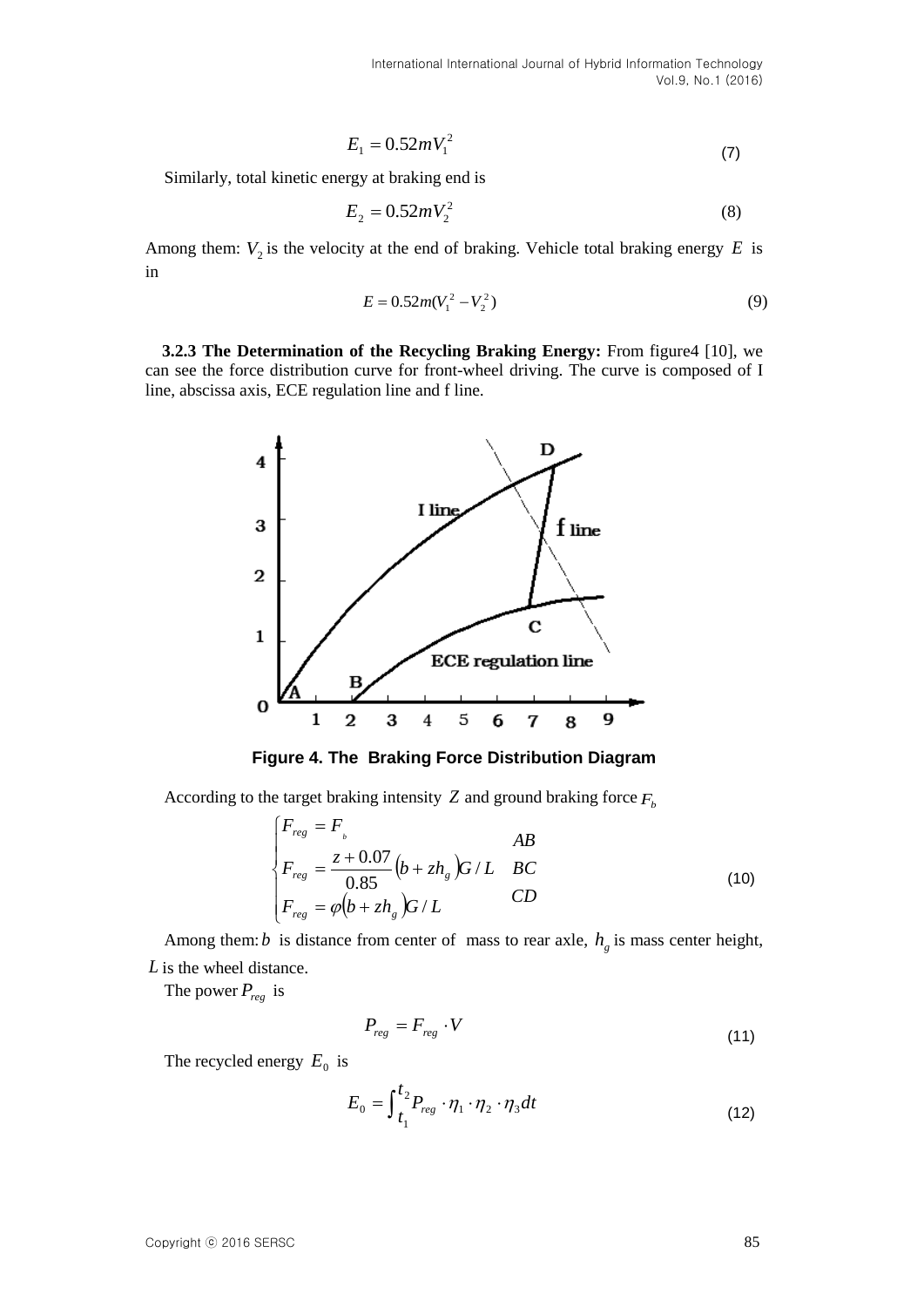$$E_1 = 0.52mV_1^2 \tag{7}$$

Similarly, total kinetic energy at braking end is

$$E_2 = 0.52mV_2^2 \tag{8}$$

Among them: $V_2$ is the velocity at the end of braking. Vehicle total braking energy $E$ is in

$$E = 0.52m(V_1^2 - V_2^2) \tag{9}$$

**3.2.3 The Determination of the Recycling Braking Energy:** From figure4 [10], we can see the force distribution curve for front-wheel driving. The curve is composed of I line, abscissa axis, ECE regulation line and f line.

**Figure 4. The Braking Force Distribution Diagram**

According to the target braking intensity $Z$ and ground braking force $F_b$

$$\begin{cases} F_{reg} = F_b & AB \\ F_{reg} = \dfrac{z+0.07}{0.85}\left(b + zh_g\right)G/L & BC \\ F_{reg} = \varphi\left(b + zh_g\right)G/L & CD \end{cases} \tag{10}$$

Among them: $b$ is distance from center of mass to rear axle, $h_g$ is mass center height, $L$ is the wheel distance.

The power $P_{reg}$ is

$$P_{reg} = F_{reg} \cdot V \tag{11}$$

The recycled energy $E_0$ is

$$E_0 = \int_{t_1}^{t_2} P_{reg} \cdot \eta_1 \cdot \eta_2 \cdot \eta_3 dt \tag{12}$$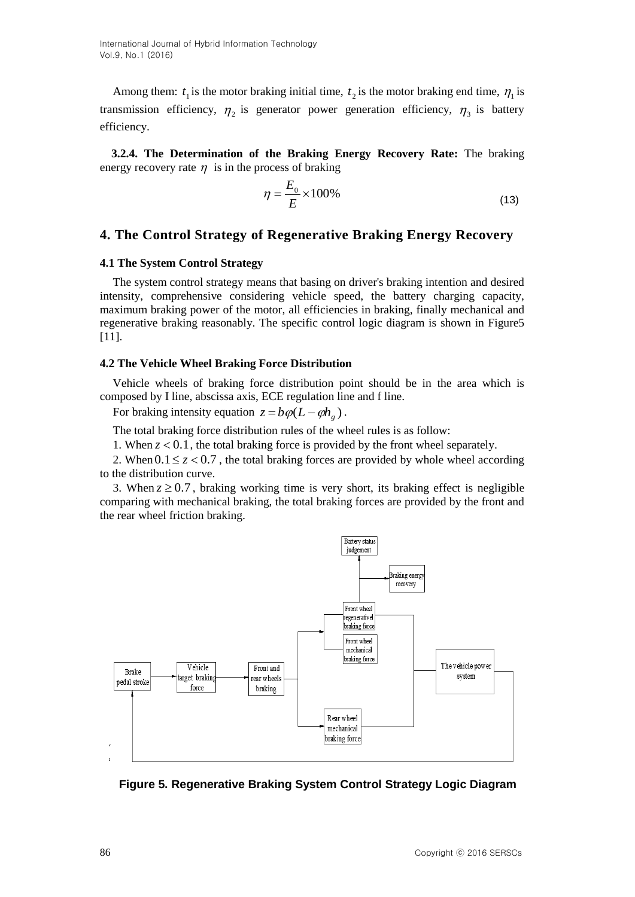Among them: $t_1$ is the motor braking initial time, $t_2$ is the motor braking end time, $\eta_1$ is transmission efficiency, $\eta_2$ is generator power generation efficiency, $\eta_3$ is battery efficiency.

**3.2.4. The Determination of the Braking Energy Recovery Rate:** The braking energy recovery rate $\eta$ is in the process of braking

$$\eta = \frac{E_0}{E} \times 100\% \tag{13}$$

## 4. The Control Strategy of Regenerative Braking Energy Recovery

### 4.1 The System Control Strategy

The system control strategy means that basing on driver's braking intention and desired intensity, comprehensive considering vehicle speed, the battery charging capacity, maximum braking power of the motor, all efficiencies in braking, finally mechanical and regenerative braking reasonably. The specific control logic diagram is shown in Figure5 [11].

### 4.2 The Vehicle Wheel Braking Force Distribution

Vehicle wheels of braking force distribution point should be in the area which is composed by I line, abscissa axis, ECE regulation line and f line.

For braking intensity equation $z = b\varphi(L - \varphi h_g)$.

The total braking force distribution rules of the wheel rules is as follow:

1. When $z < 0.1$, the total braking force is provided by the front wheel separately.

2. When $0.1 \leq z < 0.7$, the total braking forces are provided by whole wheel according to the distribution curve.

3. When $z \geq 0.7$, braking working time is very short, its braking effect is negligible comparing with mechanical braking, the total braking forces are provided by the front and the rear wheel friction braking.

**Figure 5. Regenerative Braking System Control Strategy Logic Diagram**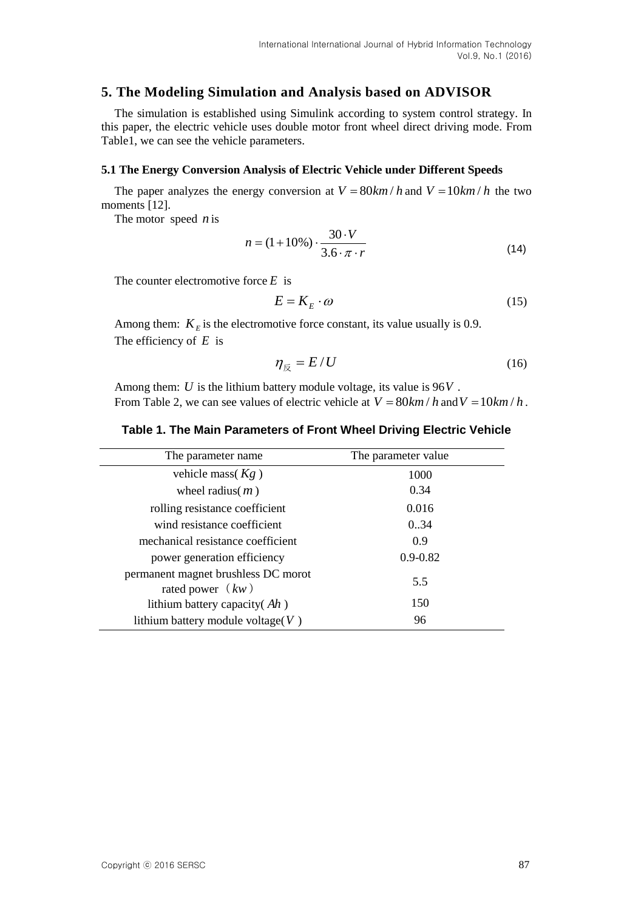## 5. The Modeling Simulation and Analysis based on ADVISOR

The simulation is established using Simulink according to system control strategy. In this paper, the electric vehicle uses double motor front wheel direct driving mode. From Table1, we can see the vehicle parameters.

### 5.1 The Energy Conversion Analysis of Electric Vehicle under Different Speeds

The paper analyzes the energy conversion at $V = 80km/h$ and $V = 10km/h$ the two moments [12].

The motor speed $n$ is

$$n = (1+10\%) \cdot \frac{30 \cdot V}{3.6 \cdot \pi \cdot r} \tag{14}$$

The counter electromotive force $E$ is

$$E = K_E \cdot \omega \tag{15}$$

Among them: $K_E$ is the electromotive force constant, its value usually is 0.9.

The efficiency of $E$ is

$$\eta_{反} = E/U \tag{16}$$

Among them: $U$ is the lithium battery module voltage, its value is $96V$ .

From Table 2, we can see values of electric vehicle at $V = 80km/h$ and $V = 10km/h$ .

**Table 1. The Main Parameters of Front Wheel Driving Electric Vehicle**

| The parameter name | The parameter value |
|---|---|
| vehicle mass( $Kg$ ) | 1000 |
| wheel radius( $m$ ) | 0.34 |
| rolling resistance coefficient | 0.016 |
| wind resistance coefficient | 0..34 |
| mechanical resistance coefficient | 0.9 |
| power generation efficiency | 0.9-0.82 |
| permanent magnet brushless DC morot rated power （$kw$） | 5.5 |
| lithium battery capacity( $Ah$ ) | 150 |
| lithium battery module voltage( $V$ ) | 96 |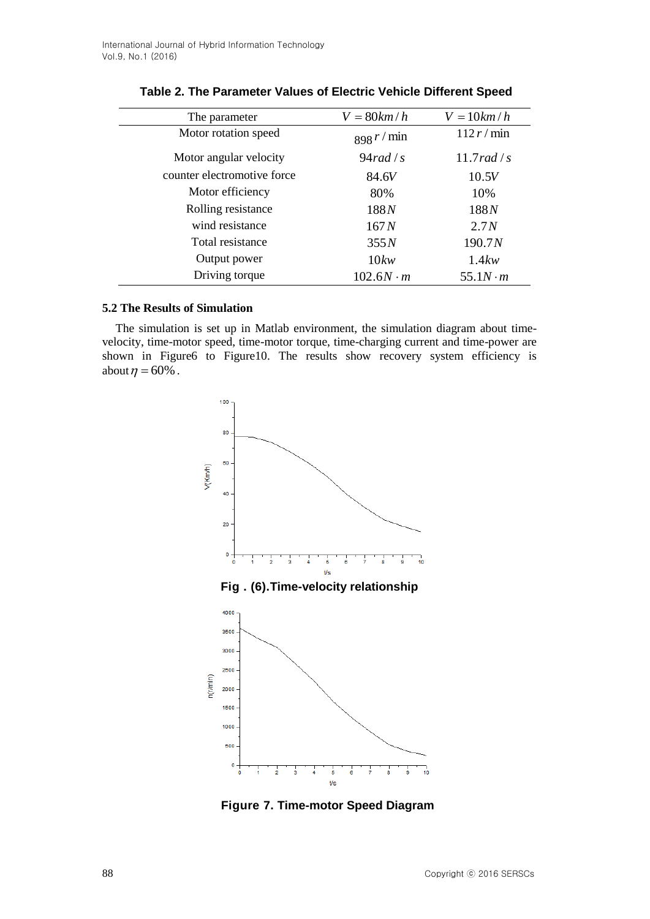**Table 2. The Parameter Values of Electric Vehicle Different Speed**

| The parameter | $V = 80km/h$ | $V = 10km/h$ |
|---|---|---|
| Motor rotation speed | $898\,r/\min$ | $112\,r/\min$ |
| Motor angular velocity | $94 rad/s$ | $11.7 rad/s$ |
| counter electromotive force | $84.6V$ | $10.5V$ |
| Motor efficiency | 80% | 10% |
| Rolling resistance | $188N$ | $188N$ |
| wind resistance | $167N$ | $2.7N$ |
| Total resistance | $355N$ | $190.7N$ |
| Output power | $10kw$ | $1.4kw$ |
| Driving torque | $102.6N \cdot m$ | $55.1N \cdot m$ |

### 5.2 The Results of Simulation

The simulation is set up in Matlab environment, the simulation diagram about time-velocity, time-motor speed, time-motor torque, time-charging current and time-power are shown in Figure6 to Figure10. The results show recovery system efficiency is about $\eta = 60\%$.

**Fig . (6).Time-velocity relationship**

**Figure 7. Time-motor Speed Diagram**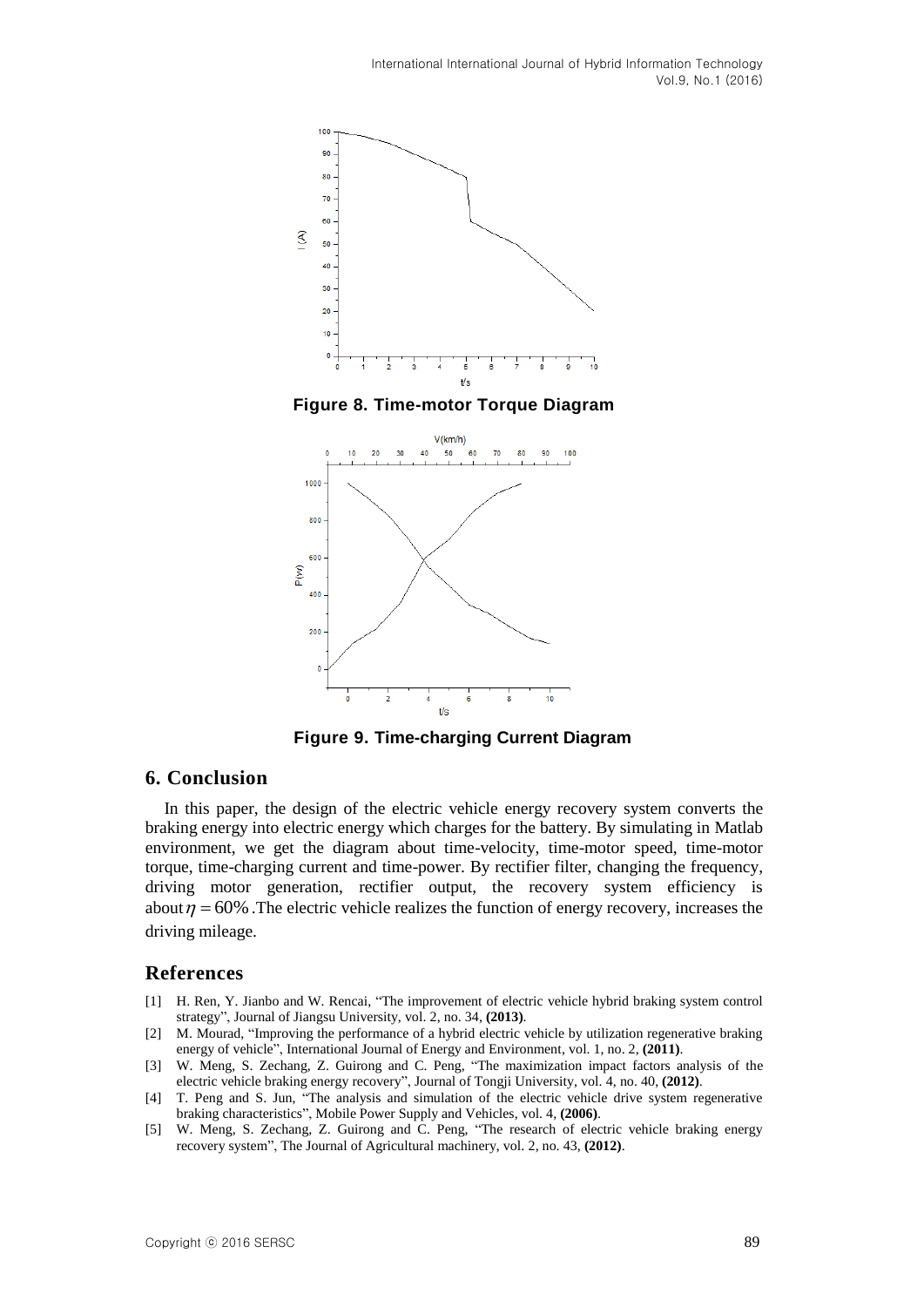Figure 8. Time-motor Torque Diagram

Figure 9. Time-charging Current Diagram

## 6. Conclusion

In this paper, the design of the electric vehicle energy recovery system converts the braking energy into electric energy which charges for the battery. By simulating in Matlab environment, we get the diagram about time-velocity, time-motor speed, time-motor torque, time-charging current and time-power. By rectifier filter, changing the frequency, driving motor generation, rectifier output, the recovery system efficiency is about $\eta = 60\%$. The electric vehicle realizes the function of energy recovery, increases the driving mileage.

## References

[1] H. Ren, Y. Jianbo and W. Rencai, "The improvement of electric vehicle hybrid braking system control strategy", Journal of Jiangsu University, vol. 2, no. 34, **(2013)**.

[2] M. Mourad, "Improving the performance of a hybrid electric vehicle by utilization regenerative braking energy of vehicle", International Journal of Energy and Environment, vol. 1, no. 2, **(2011)**.

[3] W. Meng, S. Zechang, Z. Guirong and C. Peng, "The maximization impact factors analysis of the electric vehicle braking energy recovery", Journal of Tongji University, vol. 4, no. 40, **(2012)**.

[4] T. Peng and S. Jun, "The analysis and simulation of the electric vehicle drive system regenerative braking characteristics", Mobile Power Supply and Vehicles, vol. 4, **(2006)**.

[5] W. Meng, S. Zechang, Z. Guirong and C. Peng, "The research of electric vehicle braking energy recovery system", The Journal of Agricultural machinery, vol. 2, no. 43, **(2012)**.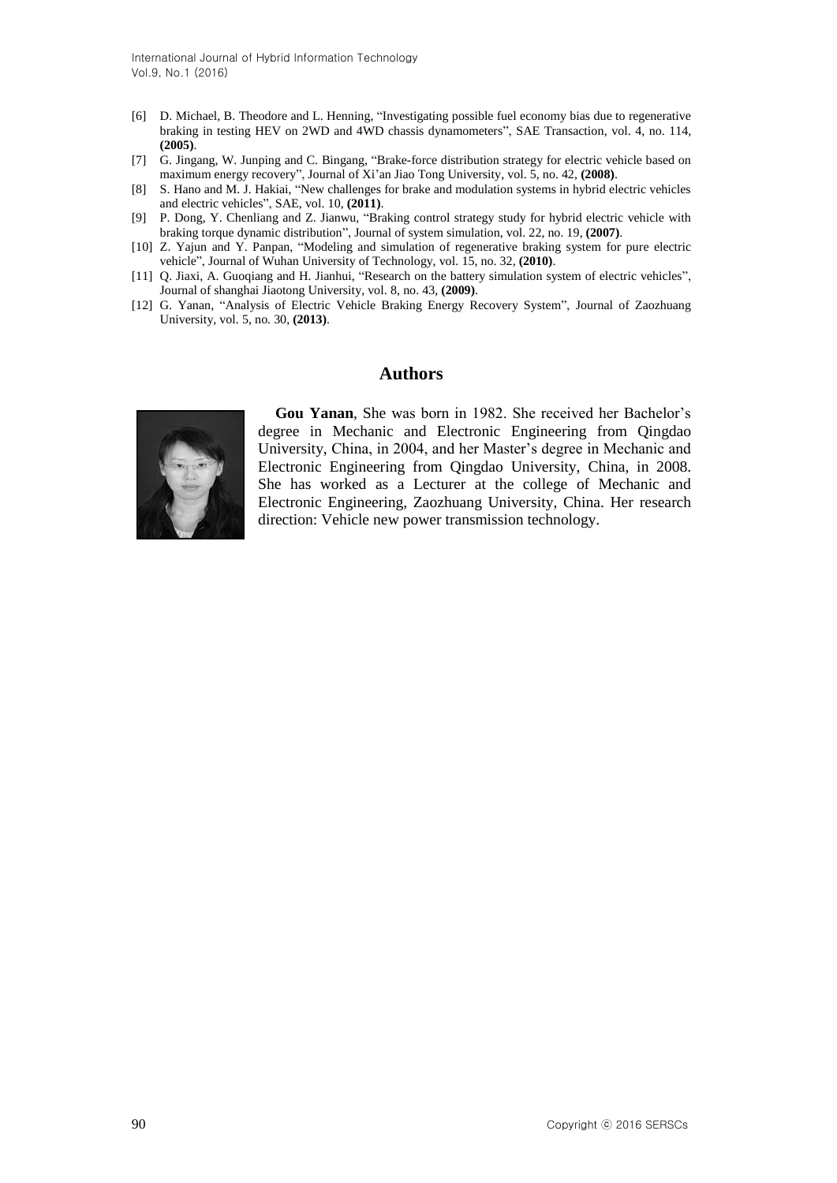[6] D. Michael, B. Theodore and L. Henning, "Investigating possible fuel economy bias due to regenerative braking in testing HEV on 2WD and 4WD chassis dynamometers", SAE Transaction, vol. 4, no. 114, **(2005)**.

[7] G. Jingang, W. Junping and C. Bingang, "Brake-force distribution strategy for electric vehicle based on maximum energy recovery", Journal of Xi'an Jiao Tong University, vol. 5, no. 42, **(2008)**.

[8] S. Hano and M. J. Hakiai, "New challenges for brake and modulation systems in hybrid electric vehicles and electric vehicles", SAE, vol. 10, **(2011)**.

[9] P. Dong, Y. Chenliang and Z. Jianwu, "Braking control strategy study for hybrid electric vehicle with braking torque dynamic distribution", Journal of system simulation, vol. 22, no. 19, **(2007)**.

[10] Z. Yajun and Y. Panpan, "Modeling and simulation of regenerative braking system for pure electric vehicle", Journal of Wuhan University of Technology, vol. 15, no. 32, **(2010)**.

[11] Q. Jiaxi, A. Guoqiang and H. Jianhui, "Research on the battery simulation system of electric vehicles", Journal of shanghai Jiaotong University, vol. 8, no. 43, **(2009)**.

[12] G. Yanan, "Analysis of Electric Vehicle Braking Energy Recovery System", Journal of Zaozhuang University, vol. 5, no. 30, **(2013)**.

## Authors

**Gou Yanan**, She was born in 1982. She received her Bachelor's degree in Mechanic and Electronic Engineering from Qingdao University, China, in 2004, and her Master's degree in Mechanic and Electronic Engineering from Qingdao University, China, in 2008. She has worked as a Lecturer at the college of Mechanic and Electronic Engineering, Zaozhuang University, China. Her research direction: Vehicle new power transmission technology.